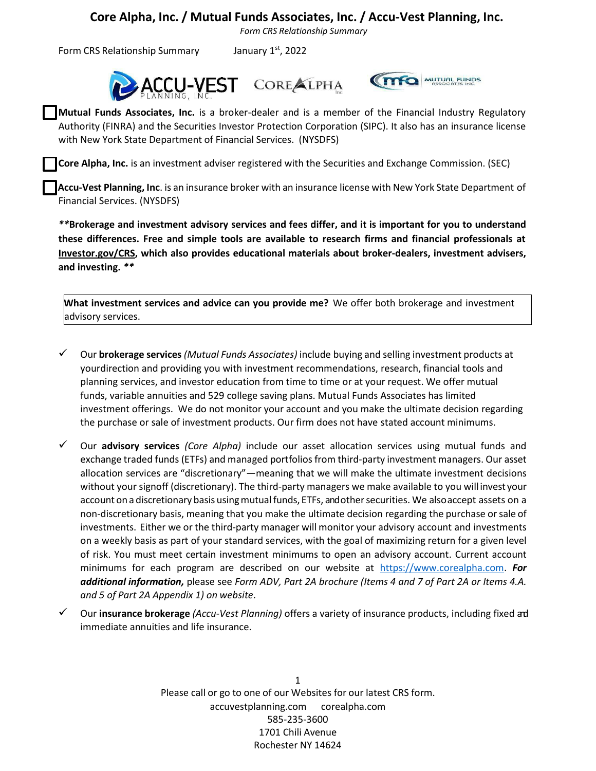# Core Alpha, Inc. / Mutual Funds Associates, Inc. / Accu-Vest Planning, Inc.

*Form CRS Relationship Summary*

Form CRS Relationship Summary January 1st, 2022

**Mutual Funds Associates, Inc.** is a broker-dealer and is a member of the Financial Industry Regulatory Authority (FINRA) and the Securities Investor Protection Corporation (SIPC). It also has an insurance license with New York State Department of Financial Services. (NYSDFS)

**Core Alpha, Inc.** is an investment adviser registered with the Securities and Exchange Commission. (SEC)

**Accu-Vest Planning, Inc**. is an insurance broker with an insurance license with New York State Department of Financial Services. (NYSDFS)

***\*\*Brokerage and investment advisory services and fees differ, and it is important for you to understand these differences. Free and simple tools are available to research firms and financial professionals at Investor.gov/CRS, which also provides educational materials about broker-dealers, investment advisers, and investing. \*\****

**What investment services and advice can you provide me?** We offer both brokerage and investment advisory services.

- ✓ Our **brokerage services** *(Mutual Funds Associates)* include buying and selling investment products at yourdirection and providing you with investment recommendations, research, financial tools and planning services, and investor education from time to time or at your request. We offer mutual funds, variable annuities and 529 college saving plans. Mutual Funds Associates has limited investment offerings. We do not monitor your account and you make the ultimate decision regarding the purchase or sale of investment products. Our firm does not have stated account minimums.
- ✓ Our **advisory services** *(Core Alpha)* include our asset allocation services using mutual funds and exchange traded funds (ETFs) and managed portfolios from third-party investment managers. Our asset allocation services are "discretionary"—meaning that we will make the ultimate investment decisions without your signoff (discretionary). The third-party managers we make available to you will invest your account on a discretionary basis using mutual funds, ETFs, andother securities. We alsoaccept assets on a non-discretionary basis, meaning that you make the ultimate decision regarding the purchase or sale of investments. Either we or the third-party manager will monitor your advisory account and investments on a weekly basis as part of your standard services, with the goal of maximizing return for a given level of risk. You must meet certain investment minimums to open an advisory account. Current account minimums for each program are described on our website at https://www.corealpha.com. ***For additional information,*** please see *Form ADV, Part 2A brochure (Items 4 and 7 of Part 2A or Items 4.A. and 5 of Part 2A Appendix 1) on website*.
- ✓ Our **insurance brokerage** *(Accu-Vest Planning)* offers a variety of insurance products, including fixed and immediate annuities and life insurance.

Please call or go to one of our Websites for our latest CRS form.
accuvestplanning.com corealpha.com
585-235-3600
1701 Chili Avenue
Rochester NY 14624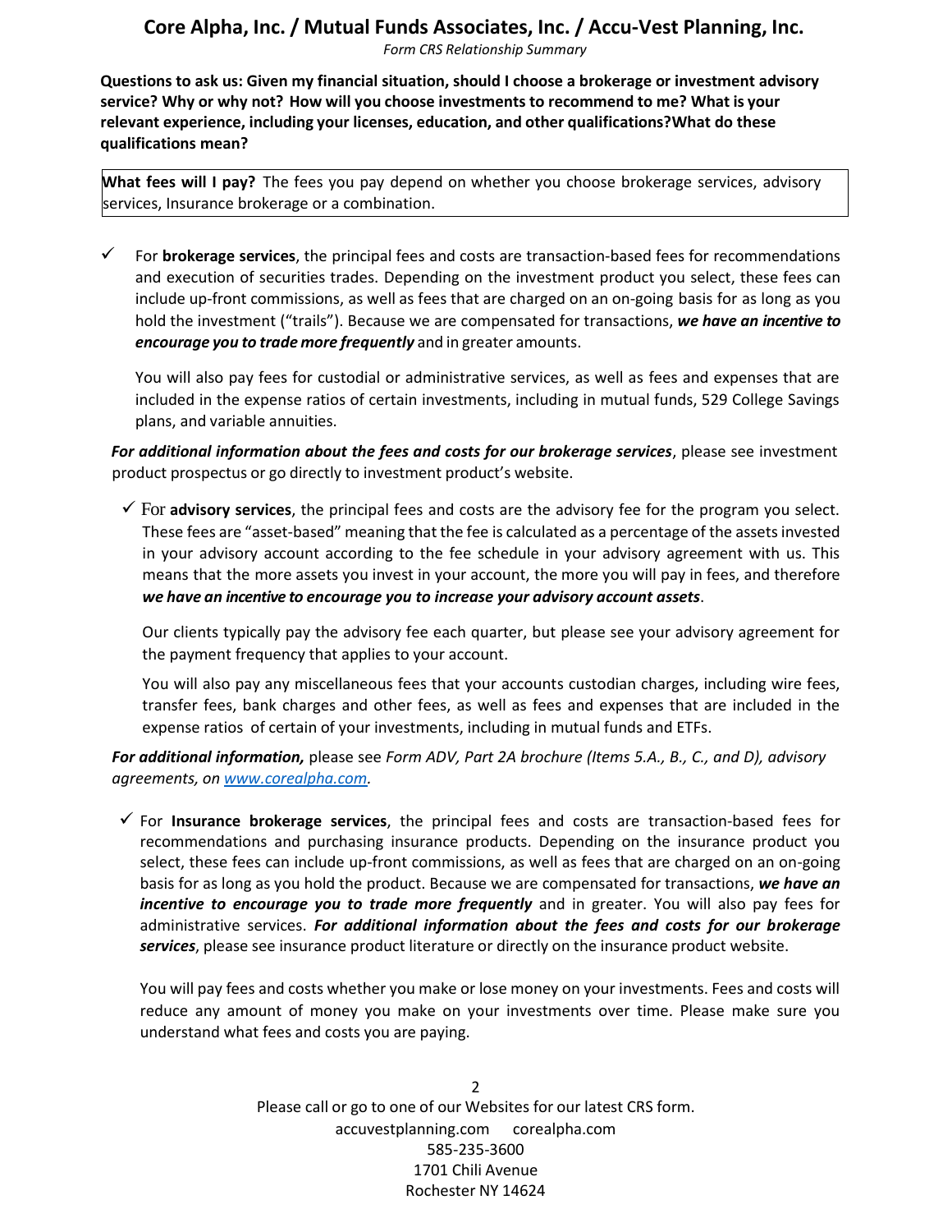# Core Alpha, Inc. / Mutual Funds Associates, Inc. / Accu-Vest Planning, Inc.

*Form CRS Relationship Summary*

**Questions to ask us: Given my financial situation, should I choose a brokerage or investment advisory service? Why or why not? How will you choose investments to recommend to me? What is your relevant experience, including your licenses, education, and other qualifications?What do these qualifications mean?**

**What fees will I pay?** The fees you pay depend on whether you choose brokerage services, advisory services, Insurance brokerage or a combination.

- ✓ For **brokerage services**, the principal fees and costs are transaction-based fees for recommendations and execution of securities trades. Depending on the investment product you select, these fees can include up-front commissions, as well as fees that are charged on an on-going basis for as long as you hold the investment ("trails"). Because we are compensated for transactions, ***we have an incentive to encourage you to trade more frequently*** and in greater amounts.

  You will also pay fees for custodial or administrative services, as well as fees and expenses that are included in the expense ratios of certain investments, including in mutual funds, 529 College Savings plans, and variable annuities.

***For additional information about the fees and costs for our brokerage services***, please see investment product prospectus or go directly to investment product's website.

- ✓ For **advisory services**, the principal fees and costs are the advisory fee for the program you select. These fees are "asset-based" meaning that the fee is calculated as a percentage of the assets invested in your advisory account according to the fee schedule in your advisory agreement with us. This means that the more assets you invest in your account, the more you will pay in fees, and therefore ***we have an incentive to encourage you to increase your advisory account assets***.

  Our clients typically pay the advisory fee each quarter, but please see your advisory agreement for the payment frequency that applies to your account.

  You will also pay any miscellaneous fees that your accounts custodian charges, including wire fees, transfer fees, bank charges and other fees, as well as fees and expenses that are included in the expense ratios of certain of your investments, including in mutual funds and ETFs.

***For additional information,*** please see *Form ADV, Part 2A brochure (Items 5.A., B., C., and D), advisory agreements, on www.corealpha.com.*

- ✓ For **Insurance brokerage services**, the principal fees and costs are transaction-based fees for recommendations and purchasing insurance products. Depending on the insurance product you select, these fees can include up-front commissions, as well as fees that are charged on an on-going basis for as long as you hold the product. Because we are compensated for transactions, ***we have an incentive to encourage you to trade more frequently*** and in greater. You will also pay fees for administrative services. ***For additional information about the fees and costs for our brokerage services***, please see insurance product literature or directly on the insurance product website.

  You will pay fees and costs whether you make or lose money on your investments. Fees and costs will reduce any amount of money you make on your investments over time. Please make sure you understand what fees and costs you are paying.

Please call or go to one of our Websites for our latest CRS form.
accuvestplanning.com corealpha.com
585-235-3600
1701 Chili Avenue
Rochester NY 14624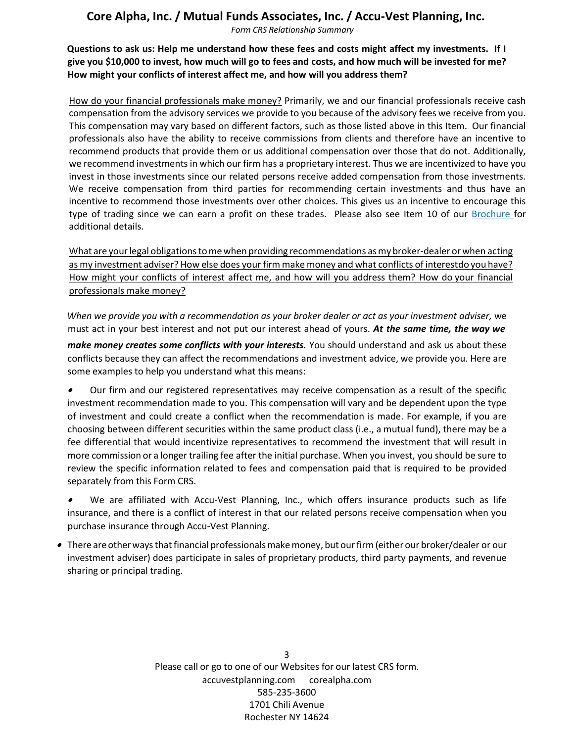**Questions to ask us: Help me understand how these fees and costs might affect my investments. If I give you $10,000 to invest, how much will go to fees and costs, and how much will be invested for me? How might your conflicts of interest affect me, and how will you address them?**

How do your financial professionals make money? Primarily, we and our financial professionals receive cash compensation from the advisory services we provide to you because of the advisory fees we receive from you. This compensation may vary based on different factors, such as those listed above in this Item. Our financial professionals also have the ability to receive commissions from clients and therefore have an incentive to recommend products that provide them or us additional compensation over those that do not. Additionally, we recommend investments in which our firm has a proprietary interest. Thus we are incentivized to have you invest in those investments since our related persons receive added compensation from those investments. We receive compensation from third parties for recommending certain investments and thus have an incentive to recommend those investments over other choices. This gives us an incentive to encourage this type of trading since we can earn a profit on these trades. Please also see Item 10 of our Brochure for additional details.

What are your legal obligations to me when providing recommendations as my broker-dealer or when acting as my investment adviser? How else does your firm make money and what conflicts of interestdo you have? How might your conflicts of interest affect me, and how will you address them? How do your financial professionals make money?

*When we provide you with a recommendation as your broker dealer or act as your investment adviser,* we must act in your best interest and not put our interest ahead of yours. ***At the same time, the way we make money creates some conflicts with your interests.*** You should understand and ask us about these conflicts because they can affect the recommendations and investment advice, we provide you. Here are some examples to help you understand what this means:

- Our firm and our registered representatives may receive compensation as a result of the specific investment recommendation made to you. This compensation will vary and be dependent upon the type of investment and could create a conflict when the recommendation is made. For example, if you are choosing between different securities within the same product class (i.e., a mutual fund), there may be a fee differential that would incentivize representatives to recommend the investment that will result in more commission or a longer trailing fee after the initial purchase. When you invest, you should be sure to review the specific information related to fees and compensation paid that is required to be provided separately from this Form CRS.
- We are affiliated with Accu-Vest Planning, Inc., which offers insurance products such as life insurance, and there is a conflict of interest in that our related persons receive compensation when you purchase insurance through Accu-Vest Planning.
- There are other ways that financial professionals make money, but our firm (either our broker/dealer or our investment adviser) does participate in sales of proprietary products, third party payments, and revenue sharing or principal trading.

Please call or go to one of our Websites for our latest CRS form.
accuvestplanning.com corealpha.com
585-235-3600
1701 Chili Avenue
Rochester NY 14624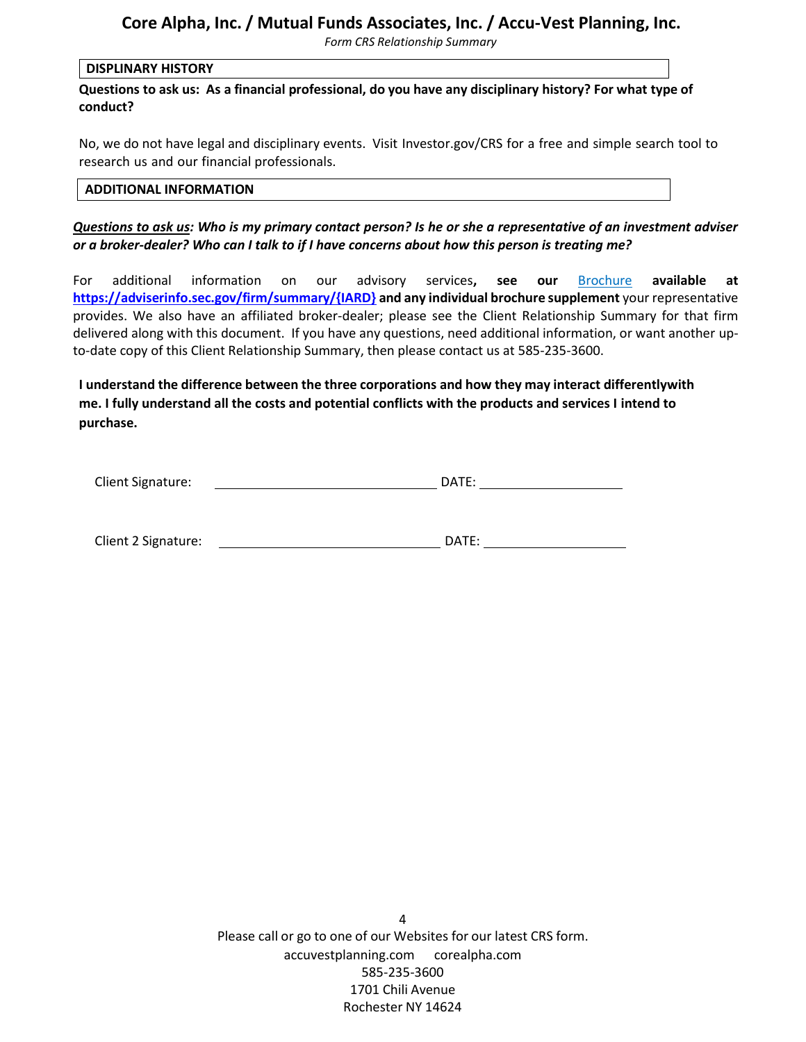# Core Alpha, Inc. / Mutual Funds Associates, Inc. / Accu-Vest Planning, Inc.

*Form CRS Relationship Summary*

## DISPLINARY HISTORY

**Questions to ask us: As a financial professional, do you have any disciplinary history? For what type of conduct?**

No, we do not have legal and disciplinary events. Visit Investor.gov/CRS for a free and simple search tool to research us and our financial professionals.

## ADDITIONAL INFORMATION

***Questions to ask us: Who is my primary contact person? Is he or she a representative of an investment adviser or a broker-dealer? Who can I talk to if I have concerns about how this person is treating me?***

For additional information on our advisory services**, see our** Brochure **available at https://adviserinfo.sec.gov/firm/summary/{IARD} and any individual brochure supplement** your representative provides. We also have an affiliated broker-dealer; please see the Client Relationship Summary for that firm delivered along with this document. If you have any questions, need additional information, or want another up-to-date copy of this Client Relationship Summary, then please contact us at 585-235-3600.

**I understand the difference between the three corporations and how they may interact differentlywith me. I fully understand all the costs and potential conflicts with the products and services I intend to purchase.**

Client Signature: ______________________________ DATE: ____________________

Client 2 Signature: ______________________________ DATE: ____________________

Please call or go to one of our Websites for our latest CRS form.
accuvestplanning.com corealpha.com
585-235-3600
1701 Chili Avenue
Rochester NY 14624